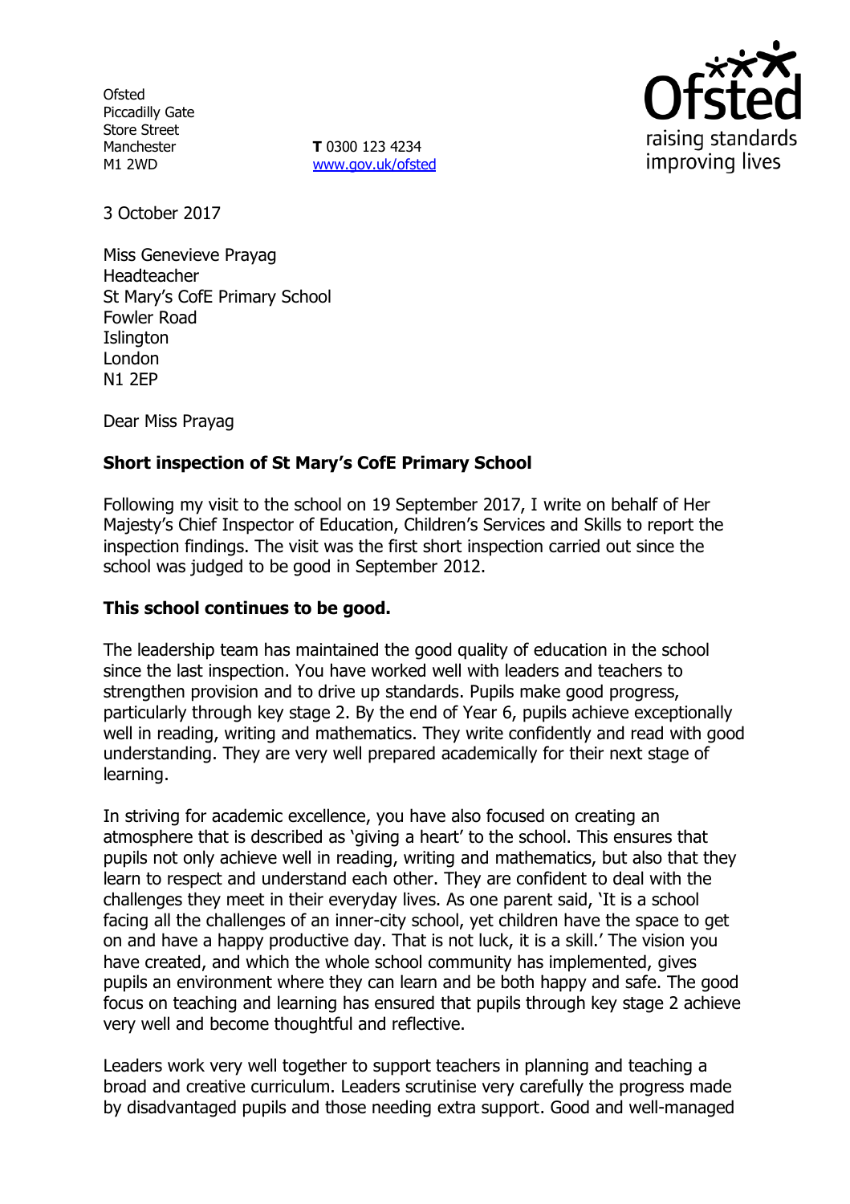Ofsted
Piccadilly Gate
Store Street
Manchester
M1 2WD

**T** 0300 123 4234
www.gov.uk/ofsted

raising standards
improving lives

3 October 2017

Miss Genevieve Prayag
Headteacher
St Mary's CofE Primary School
Fowler Road
Islington
London
N1 2EP

Dear Miss Prayag

**Short inspection of St Mary's CofE Primary School**

Following my visit to the school on 19 September 2017, I write on behalf of Her Majesty's Chief Inspector of Education, Children's Services and Skills to report the inspection findings. The visit was the first short inspection carried out since the school was judged to be good in September 2012.

**This school continues to be good.**

The leadership team has maintained the good quality of education in the school since the last inspection. You have worked well with leaders and teachers to strengthen provision and to drive up standards. Pupils make good progress, particularly through key stage 2. By the end of Year 6, pupils achieve exceptionally well in reading, writing and mathematics. They write confidently and read with good understanding. They are very well prepared academically for their next stage of learning.

In striving for academic excellence, you have also focused on creating an atmosphere that is described as 'giving a heart' to the school. This ensures that pupils not only achieve well in reading, writing and mathematics, but also that they learn to respect and understand each other. They are confident to deal with the challenges they meet in their everyday lives. As one parent said, 'It is a school facing all the challenges of an inner-city school, yet children have the space to get on and have a happy productive day. That is not luck, it is a skill.' The vision you have created, and which the whole school community has implemented, gives pupils an environment where they can learn and be both happy and safe. The good focus on teaching and learning has ensured that pupils through key stage 2 achieve very well and become thoughtful and reflective.

Leaders work very well together to support teachers in planning and teaching a broad and creative curriculum. Leaders scrutinise very carefully the progress made by disadvantaged pupils and those needing extra support. Good and well-managed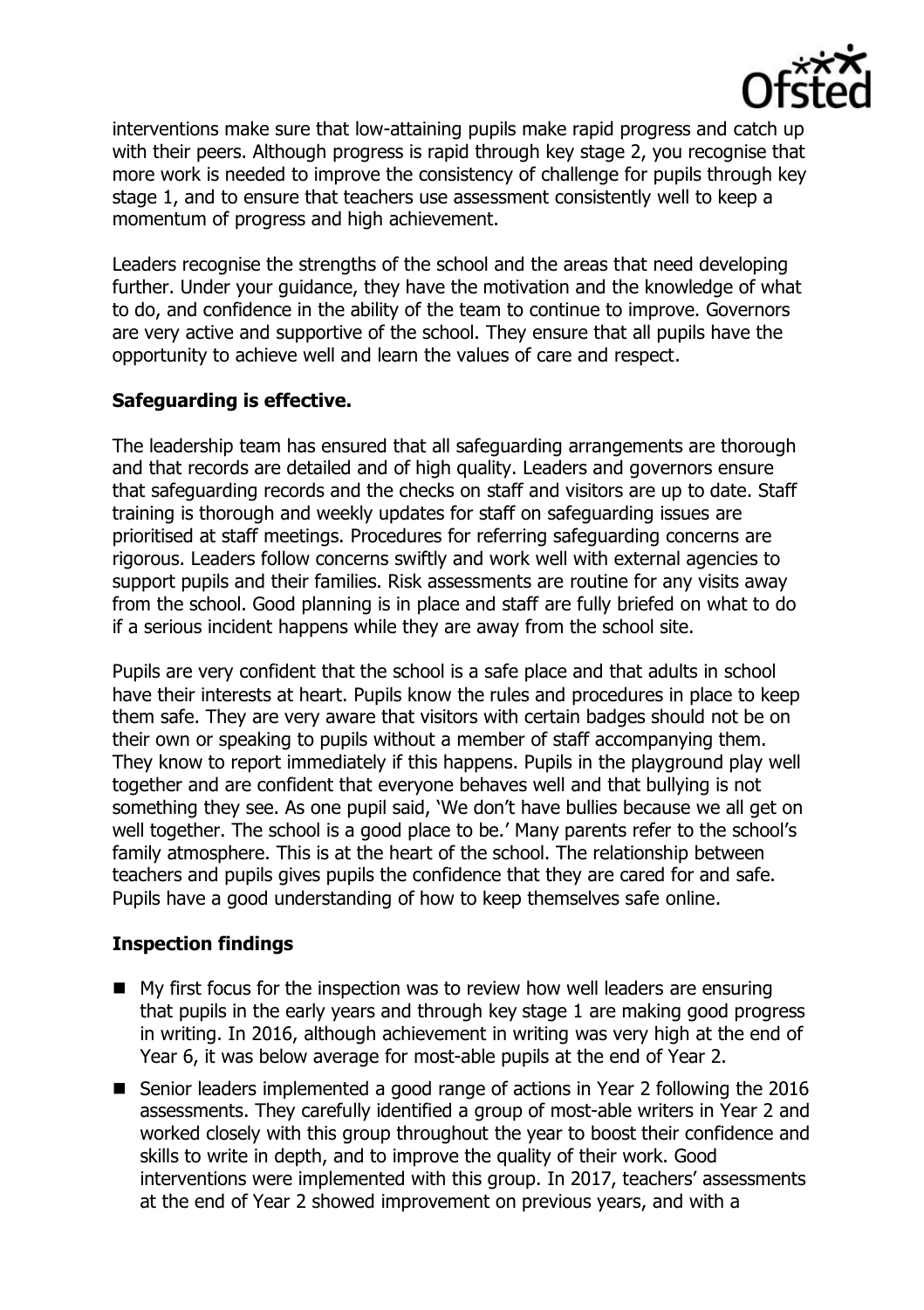interventions make sure that low-attaining pupils make rapid progress and catch up with their peers. Although progress is rapid through key stage 2, you recognise that more work is needed to improve the consistency of challenge for pupils through key stage 1, and to ensure that teachers use assessment consistently well to keep a momentum of progress and high achievement.

Leaders recognise the strengths of the school and the areas that need developing further. Under your guidance, they have the motivation and the knowledge of what to do, and confidence in the ability of the team to continue to improve. Governors are very active and supportive of the school. They ensure that all pupils have the opportunity to achieve well and learn the values of care and respect.

## Safeguarding is effective.

The leadership team has ensured that all safeguarding arrangements are thorough and that records are detailed and of high quality. Leaders and governors ensure that safeguarding records and the checks on staff and visitors are up to date. Staff training is thorough and weekly updates for staff on safeguarding issues are prioritised at staff meetings. Procedures for referring safeguarding concerns are rigorous. Leaders follow concerns swiftly and work well with external agencies to support pupils and their families. Risk assessments are routine for any visits away from the school. Good planning is in place and staff are fully briefed on what to do if a serious incident happens while they are away from the school site.

Pupils are very confident that the school is a safe place and that adults in school have their interests at heart. Pupils know the rules and procedures in place to keep them safe. They are very aware that visitors with certain badges should not be on their own or speaking to pupils without a member of staff accompanying them. They know to report immediately if this happens. Pupils in the playground play well together and are confident that everyone behaves well and that bullying is not something they see. As one pupil said, 'We don't have bullies because we all get on well together. The school is a good place to be.' Many parents refer to the school's family atmosphere. This is at the heart of the school. The relationship between teachers and pupils gives pupils the confidence that they are cared for and safe. Pupils have a good understanding of how to keep themselves safe online.

## Inspection findings

- My first focus for the inspection was to review how well leaders are ensuring that pupils in the early years and through key stage 1 are making good progress in writing. In 2016, although achievement in writing was very high at the end of Year 6, it was below average for most-able pupils at the end of Year 2.
- Senior leaders implemented a good range of actions in Year 2 following the 2016 assessments. They carefully identified a group of most-able writers in Year 2 and worked closely with this group throughout the year to boost their confidence and skills to write in depth, and to improve the quality of their work. Good interventions were implemented with this group. In 2017, teachers' assessments at the end of Year 2 showed improvement on previous years, and with a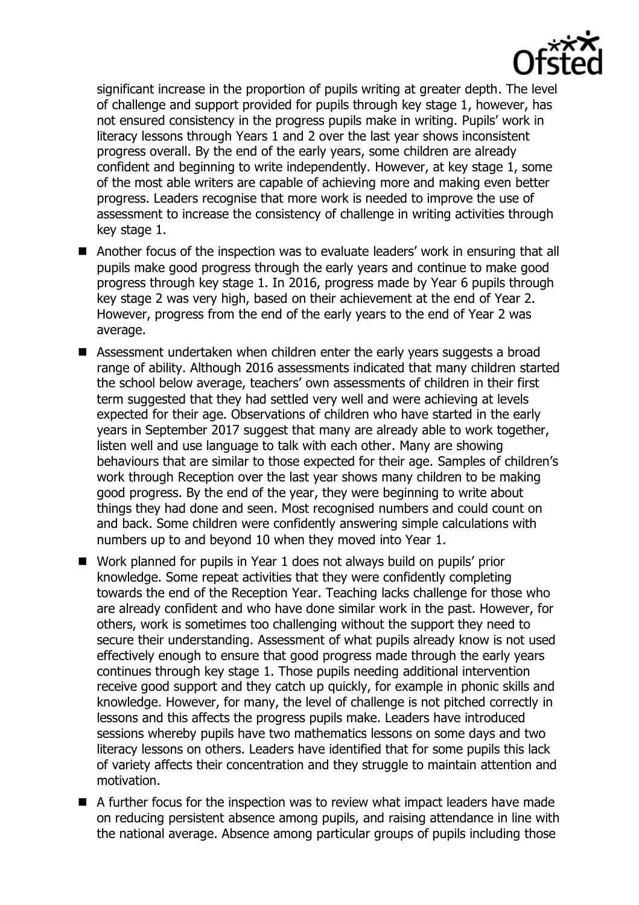significant increase in the proportion of pupils writing at greater depth. The level of challenge and support provided for pupils through key stage 1, however, has not ensured consistency in the progress pupils make in writing. Pupils' work in literacy lessons through Years 1 and 2 over the last year shows inconsistent progress overall. By the end of the early years, some children are already confident and beginning to write independently. However, at key stage 1, some of the most able writers are capable of achieving more and making even better progress. Leaders recognise that more work is needed to improve the use of assessment to increase the consistency of challenge in writing activities through key stage 1.

- Another focus of the inspection was to evaluate leaders' work in ensuring that all pupils make good progress through the early years and continue to make good progress through key stage 1. In 2016, progress made by Year 6 pupils through key stage 2 was very high, based on their achievement at the end of Year 2. However, progress from the end of the early years to the end of Year 2 was average.
- Assessment undertaken when children enter the early years suggests a broad range of ability. Although 2016 assessments indicated that many children started the school below average, teachers' own assessments of children in their first term suggested that they had settled very well and were achieving at levels expected for their age. Observations of children who have started in the early years in September 2017 suggest that many are already able to work together, listen well and use language to talk with each other. Many are showing behaviours that are similar to those expected for their age. Samples of children's work through Reception over the last year shows many children to be making good progress. By the end of the year, they were beginning to write about things they had done and seen. Most recognised numbers and could count on and back. Some children were confidently answering simple calculations with numbers up to and beyond 10 when they moved into Year 1.
- Work planned for pupils in Year 1 does not always build on pupils' prior knowledge. Some repeat activities that they were confidently completing towards the end of the Reception Year. Teaching lacks challenge for those who are already confident and who have done similar work in the past. However, for others, work is sometimes too challenging without the support they need to secure their understanding. Assessment of what pupils already know is not used effectively enough to ensure that good progress made through the early years continues through key stage 1. Those pupils needing additional intervention receive good support and they catch up quickly, for example in phonic skills and knowledge. However, for many, the level of challenge is not pitched correctly in lessons and this affects the progress pupils make. Leaders have introduced sessions whereby pupils have two mathematics lessons on some days and two literacy lessons on others. Leaders have identified that for some pupils this lack of variety affects their concentration and they struggle to maintain attention and motivation.
- A further focus for the inspection was to review what impact leaders have made on reducing persistent absence among pupils, and raising attendance in line with the national average. Absence among particular groups of pupils including those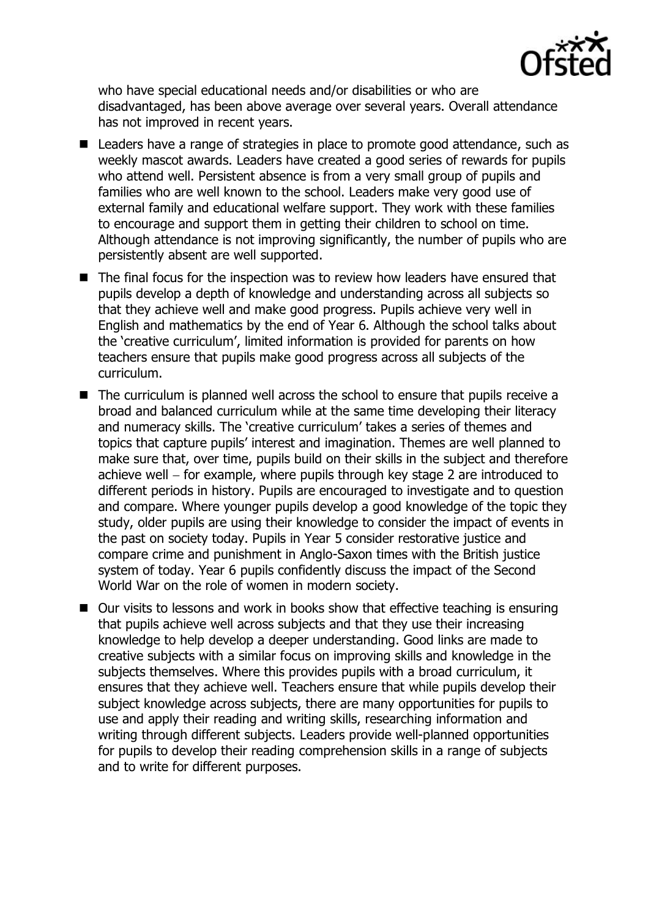who have special educational needs and/or disabilities or who are disadvantaged, has been above average over several years. Overall attendance has not improved in recent years.

- Leaders have a range of strategies in place to promote good attendance, such as weekly mascot awards. Leaders have created a good series of rewards for pupils who attend well. Persistent absence is from a very small group of pupils and families who are well known to the school. Leaders make very good use of external family and educational welfare support. They work with these families to encourage and support them in getting their children to school on time. Although attendance is not improving significantly, the number of pupils who are persistently absent are well supported.
- The final focus for the inspection was to review how leaders have ensured that pupils develop a depth of knowledge and understanding across all subjects so that they achieve well and make good progress. Pupils achieve very well in English and mathematics by the end of Year 6. Although the school talks about the 'creative curriculum', limited information is provided for parents on how teachers ensure that pupils make good progress across all subjects of the curriculum.
- The curriculum is planned well across the school to ensure that pupils receive a broad and balanced curriculum while at the same time developing their literacy and numeracy skills. The 'creative curriculum' takes a series of themes and topics that capture pupils' interest and imagination. Themes are well planned to make sure that, over time, pupils build on their skills in the subject and therefore achieve well – for example, where pupils through key stage 2 are introduced to different periods in history. Pupils are encouraged to investigate and to question and compare. Where younger pupils develop a good knowledge of the topic they study, older pupils are using their knowledge to consider the impact of events in the past on society today. Pupils in Year 5 consider restorative justice and compare crime and punishment in Anglo-Saxon times with the British justice system of today. Year 6 pupils confidently discuss the impact of the Second World War on the role of women in modern society.
- Our visits to lessons and work in books show that effective teaching is ensuring that pupils achieve well across subjects and that they use their increasing knowledge to help develop a deeper understanding. Good links are made to creative subjects with a similar focus on improving skills and knowledge in the subjects themselves. Where this provides pupils with a broad curriculum, it ensures that they achieve well. Teachers ensure that while pupils develop their subject knowledge across subjects, there are many opportunities for pupils to use and apply their reading and writing skills, researching information and writing through different subjects. Leaders provide well-planned opportunities for pupils to develop their reading comprehension skills in a range of subjects and to write for different purposes.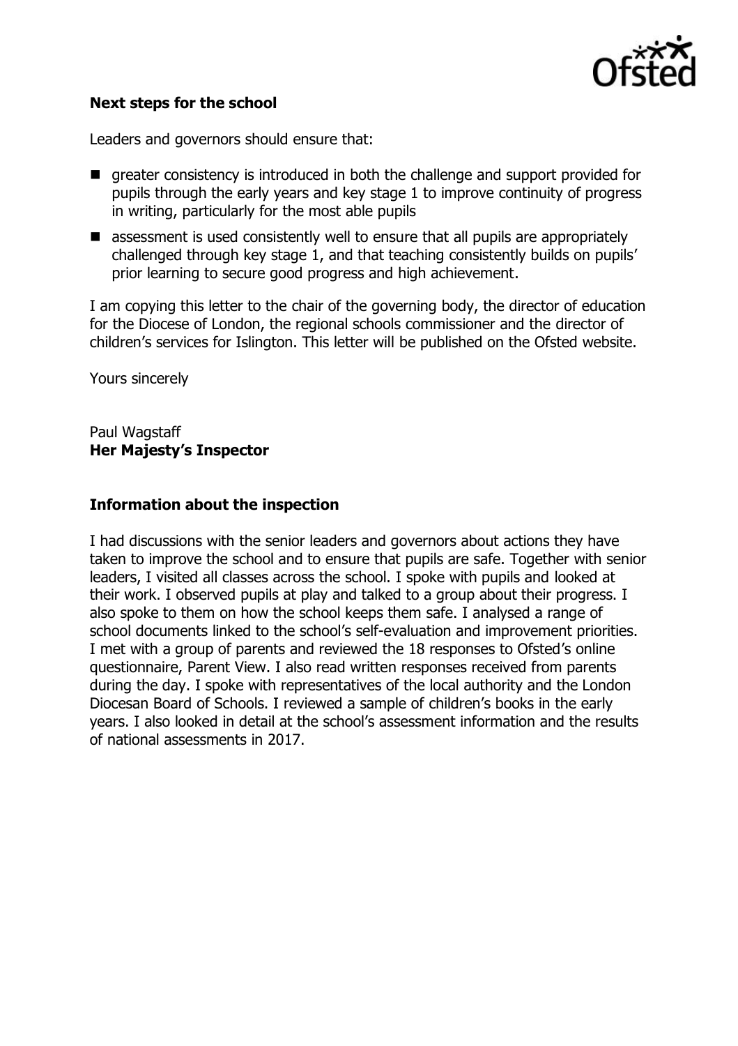**Next steps for the school**

Leaders and governors should ensure that:

- greater consistency is introduced in both the challenge and support provided for pupils through the early years and key stage 1 to improve continuity of progress in writing, particularly for the most able pupils
- assessment is used consistently well to ensure that all pupils are appropriately challenged through key stage 1, and that teaching consistently builds on pupils' prior learning to secure good progress and high achievement.

I am copying this letter to the chair of the governing body, the director of education for the Diocese of London, the regional schools commissioner and the director of children's services for Islington. This letter will be published on the Ofsted website.

Yours sincerely

Paul Wagstaff
**Her Majesty's Inspector**

**Information about the inspection**

I had discussions with the senior leaders and governors about actions they have taken to improve the school and to ensure that pupils are safe. Together with senior leaders, I visited all classes across the school. I spoke with pupils and looked at their work. I observed pupils at play and talked to a group about their progress. I also spoke to them on how the school keeps them safe. I analysed a range of school documents linked to the school's self-evaluation and improvement priorities. I met with a group of parents and reviewed the 18 responses to Ofsted's online questionnaire, Parent View. I also read written responses received from parents during the day. I spoke with representatives of the local authority and the London Diocesan Board of Schools. I reviewed a sample of children's books in the early years. I also looked in detail at the school's assessment information and the results of national assessments in 2017.